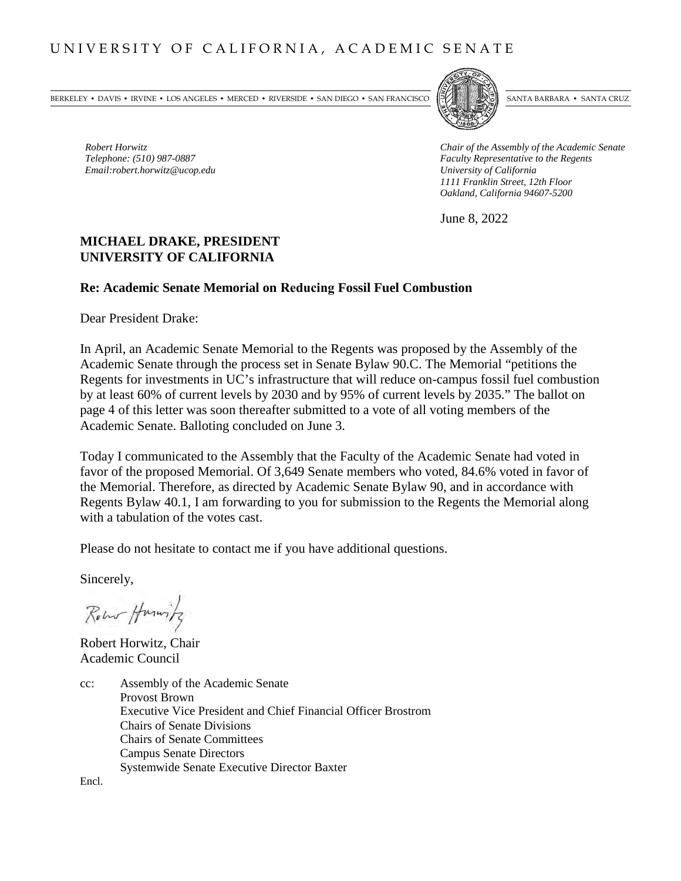# UNIVERSITY OF CALIFORNIA, ACADEMIC SENATE

BERKELEY • DAVIS • IRVINE • LOS ANGELES • MERCED • RIVERSIDE • SAN DIEGO • SAN FRANCISCO SANTA BARBARA • SANTA CRUZ

*Robert Horwitz*
*Telephone: (510) 987-0887*
*Email:robert.horwitz@ucop.edu*

*Chair of the Assembly of the Academic Senate*
*Faculty Representative to the Regents*
*University of California*
*1111 Franklin Street, 12th Floor*
*Oakland, California 94607-5200*

June 8, 2022

**MICHAEL DRAKE, PRESIDENT**
**UNIVERSITY OF CALIFORNIA**

**Re: Academic Senate Memorial on Reducing Fossil Fuel Combustion**

Dear President Drake:

In April, an Academic Senate Memorial to the Regents was proposed by the Assembly of the Academic Senate through the process set in Senate Bylaw 90.C. The Memorial "petitions the Regents for investments in UC's infrastructure that will reduce on-campus fossil fuel combustion by at least 60% of current levels by 2030 and by 95% of current levels by 2035." The ballot on page 4 of this letter was soon thereafter submitted to a vote of all voting members of the Academic Senate. Balloting concluded on June 3.

Today I communicated to the Assembly that the Faculty of the Academic Senate had voted in favor of the proposed Memorial. Of 3,649 Senate members who voted, 84.6% voted in favor of the Memorial. Therefore, as directed by Academic Senate Bylaw 90, and in accordance with Regents Bylaw 40.1, I am forwarding to you for submission to the Regents the Memorial along with a tabulation of the votes cast.

Please do not hesitate to contact me if you have additional questions.

Sincerely,

Robert Horwitz, Chair
Academic Council

cc: Assembly of the Academic Senate
Provost Brown
Executive Vice President and Chief Financial Officer Brostrom
Chairs of Senate Divisions
Chairs of Senate Committees
Campus Senate Directors
Systemwide Senate Executive Director Baxter

Encl.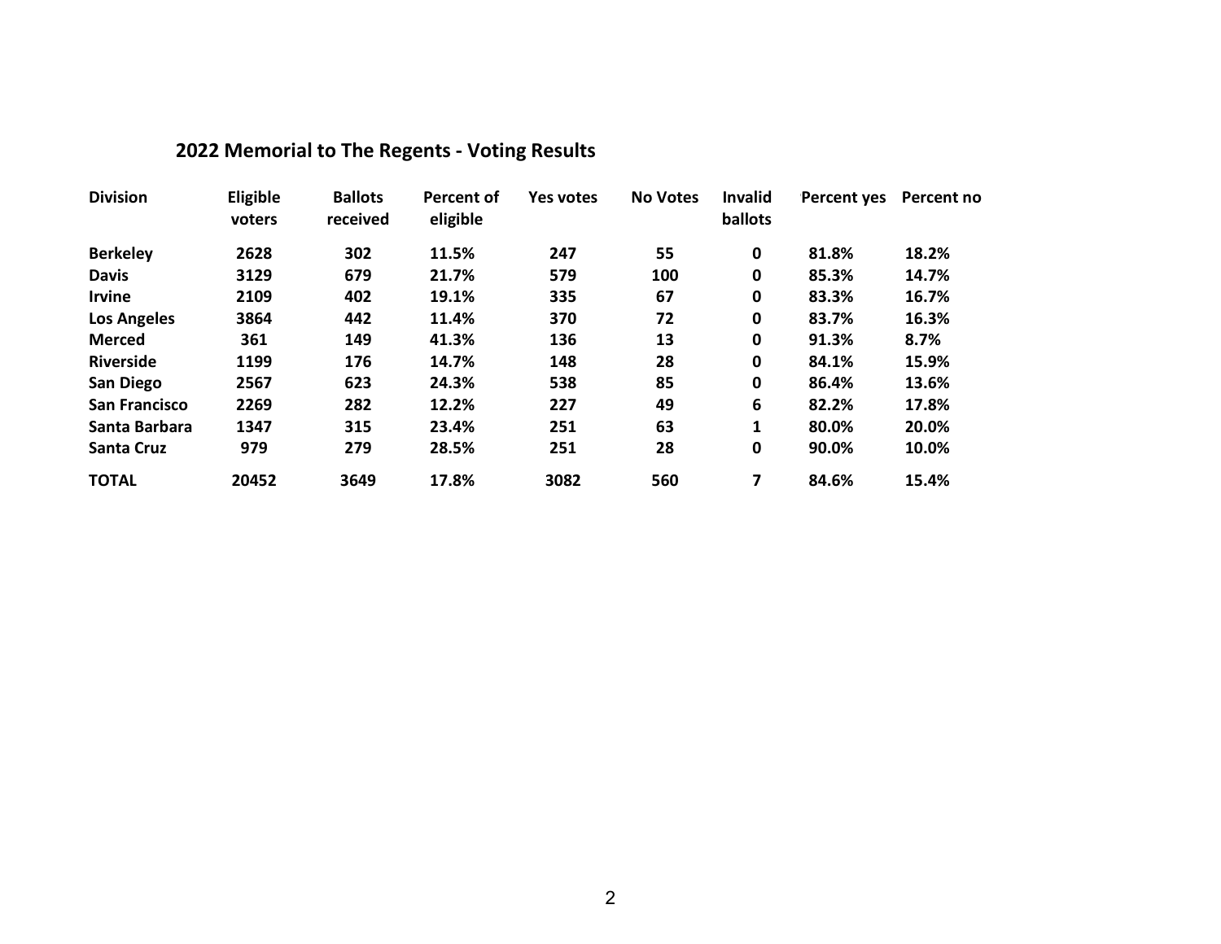## 2022 Memorial to The Regents - Voting Results

| Division | Eligible voters | Ballots received | Percent of eligible | Yes votes | No Votes | Invalid ballots | Percent yes | Percent no |
|---|---|---|---|---|---|---|---|---|
| **Berkeley** | **2628** | **302** | **11.5%** | **247** | **55** | **0** | **81.8%** | **18.2%** |
| **Davis** | **3129** | **679** | **21.7%** | **579** | **100** | **0** | **85.3%** | **14.7%** |
| **Irvine** | **2109** | **402** | **19.1%** | **335** | **67** | **0** | **83.3%** | **16.7%** |
| **Los Angeles** | **3864** | **442** | **11.4%** | **370** | **72** | **0** | **83.7%** | **16.3%** |
| **Merced** | **361** | **149** | **41.3%** | **136** | **13** | **0** | **91.3%** | **8.7%** |
| **Riverside** | **1199** | **176** | **14.7%** | **148** | **28** | **0** | **84.1%** | **15.9%** |
| **San Diego** | **2567** | **623** | **24.3%** | **538** | **85** | **0** | **86.4%** | **13.6%** |
| **San Francisco** | **2269** | **282** | **12.2%** | **227** | **49** | **6** | **82.2%** | **17.8%** |
| **Santa Barbara** | **1347** | **315** | **23.4%** | **251** | **63** | **1** | **80.0%** | **20.0%** |
| **Santa Cruz** | **979** | **279** | **28.5%** | **251** | **28** | **0** | **90.0%** | **10.0%** |
| **TOTAL** | **20452** | **3649** | **17.8%** | **3082** | **560** | **7** | **84.6%** | **15.4%** |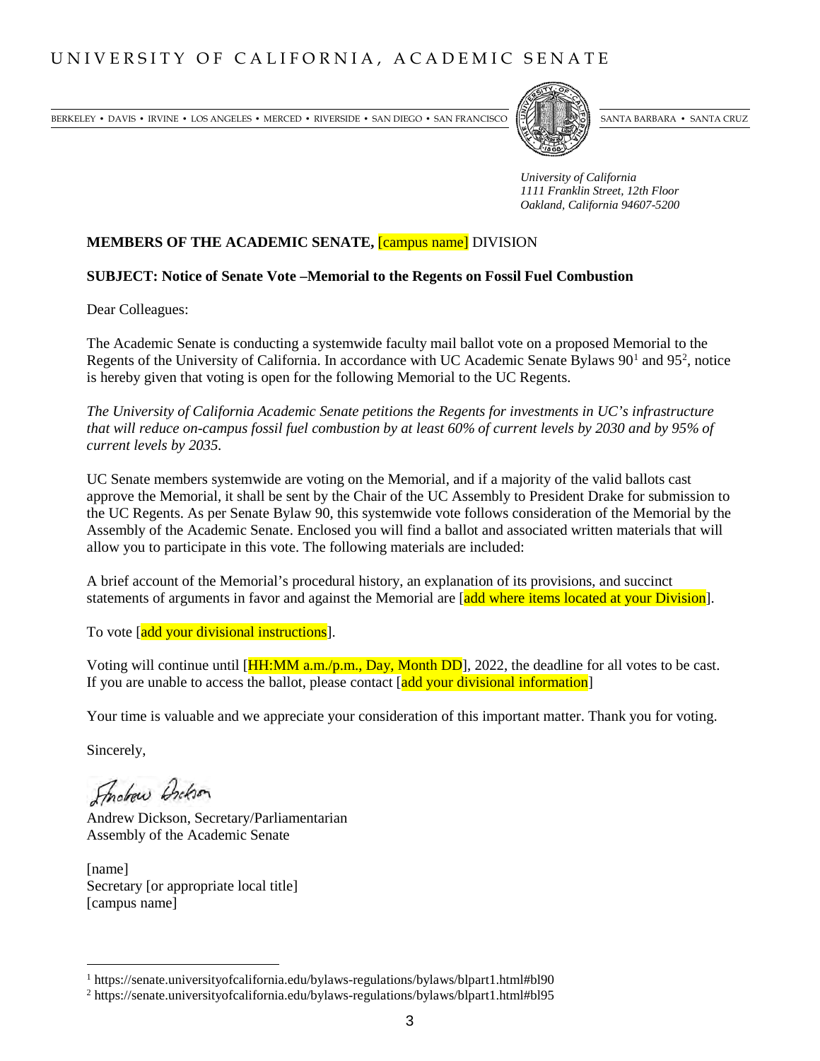# UNIVERSITY OF CALIFORNIA, ACADEMIC SENATE

BERKELEY • DAVIS • IRVINE • LOS ANGELES • MERCED • RIVERSIDE • SAN DIEGO • SAN FRANCISCO     SANTA BARBARA • SANTA CRUZ

*University of California*
*1111 Franklin Street, 12th Floor*
*Oakland, California 94607-5200*

**MEMBERS OF THE ACADEMIC SENATE,** [campus name] DIVISION

**SUBJECT: Notice of Senate Vote –Memorial to the Regents on Fossil Fuel Combustion**

Dear Colleagues:

The Academic Senate is conducting a systemwide faculty mail ballot vote on a proposed Memorial to the Regents of the University of California. In accordance with UC Academic Senate Bylaws 90[1] and 95[2], notice is hereby given that voting is open for the following Memorial to the UC Regents.

*The University of California Academic Senate petitions the Regents for investments in UC's infrastructure that will reduce on-campus fossil fuel combustion by at least 60% of current levels by 2030 and by 95% of current levels by 2035.*

UC Senate members systemwide are voting on the Memorial, and if a majority of the valid ballots cast approve the Memorial, it shall be sent by the Chair of the UC Assembly to President Drake for submission to the UC Regents. As per Senate Bylaw 90, this systemwide vote follows consideration of the Memorial by the Assembly of the Academic Senate. Enclosed you will find a ballot and associated written materials that will allow you to participate in this vote. The following materials are included:

A brief account of the Memorial's procedural history, an explanation of its provisions, and succinct statements of arguments in favor and against the Memorial are [add where items located at your Division].

To vote [add your divisional instructions].

Voting will continue until [HH:MM a.m./p.m., Day, Month DD], 2022, the deadline for all votes to be cast. If you are unable to access the ballot, please contact [add your divisional information]

Your time is valuable and we appreciate your consideration of this important matter. Thank you for voting.

Sincerely,

Andrew Dickson, Secretary/Parliamentarian
Assembly of the Academic Senate

[name]
Secretary [or appropriate local title]
[campus name]

---

[1] https://senate.universityofcalifornia.edu/bylaws-regulations/bylaws/blpart1.html#bl90

[2] https://senate.universityofcalifornia.edu/bylaws-regulations/bylaws/blpart1.html#bl95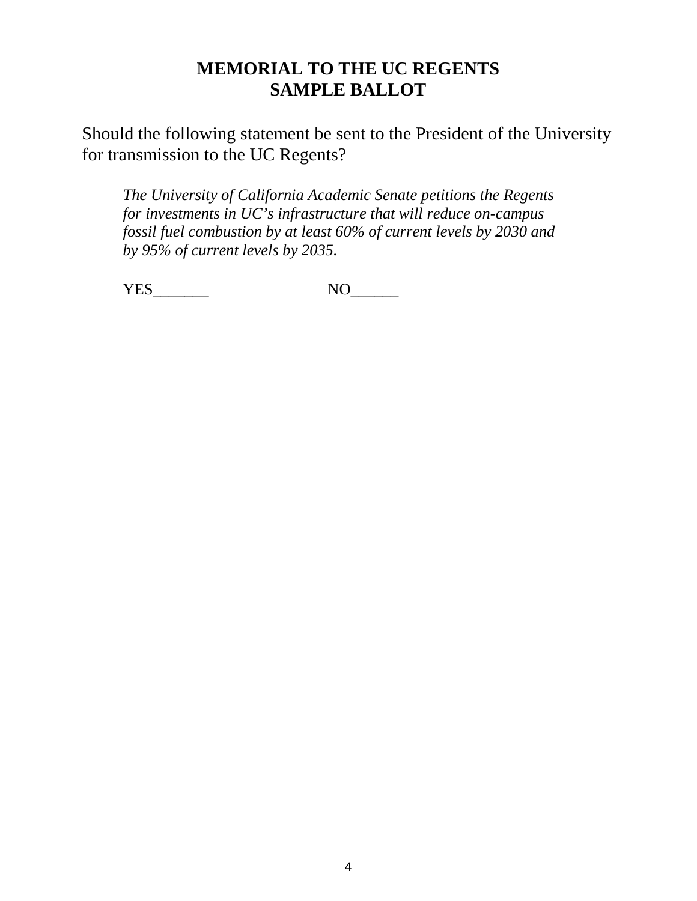# MEMORIAL TO THE UC REGENTS
# SAMPLE BALLOT

Should the following statement be sent to the President of the University for transmission to the UC Regents?

> *The University of California Academic Senate petitions the Regents for investments in UC's infrastructure that will reduce on-campus fossil fuel combustion by at least 60% of current levels by 2030 and by 95% of current levels by 2035.*

YES_______ NO______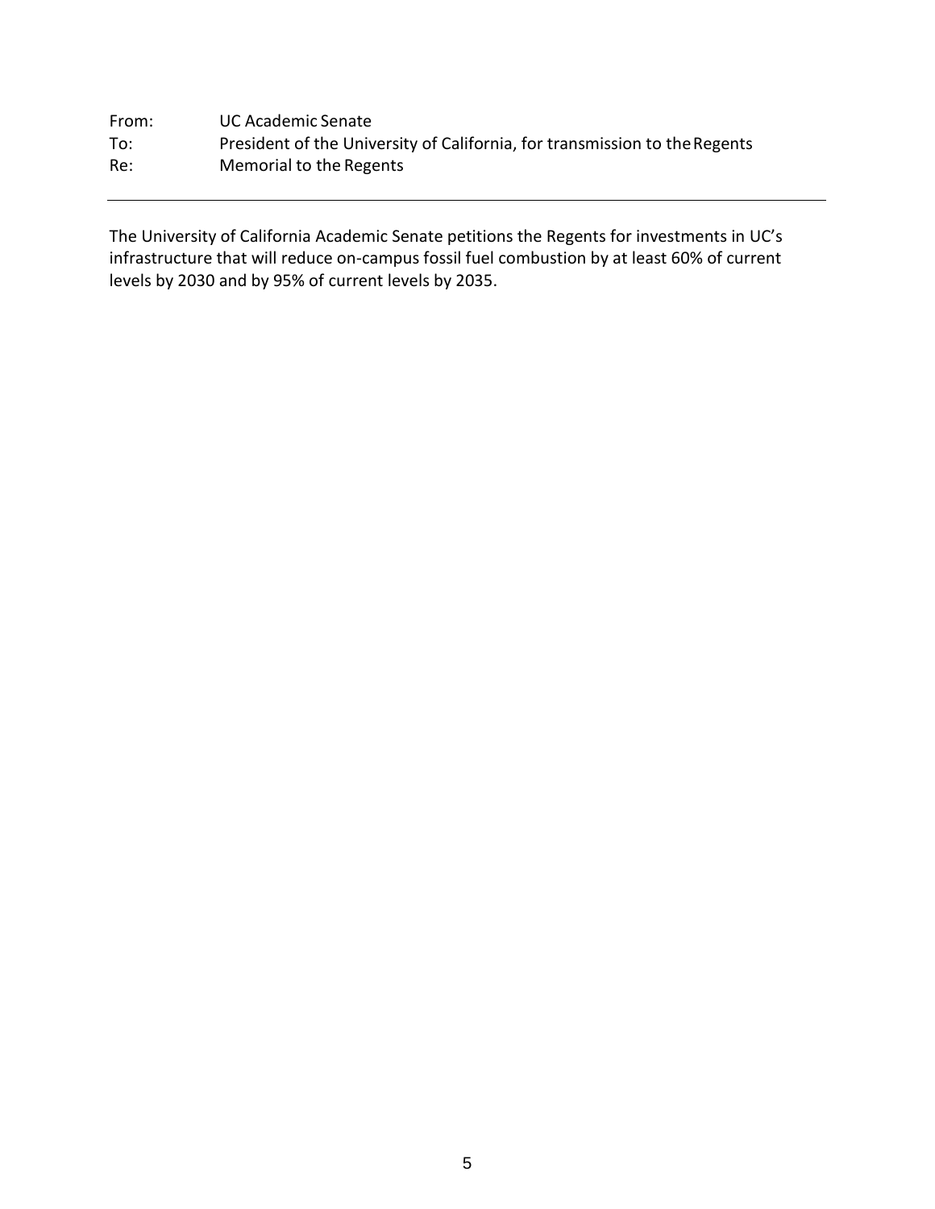From: UC Academic Senate
To: President of the University of California, for transmission to the Regents
Re: Memorial to the Regents

---

The University of California Academic Senate petitions the Regents for investments in UC's infrastructure that will reduce on-campus fossil fuel combustion by at least 60% of current levels by 2030 and by 95% of current levels by 2035.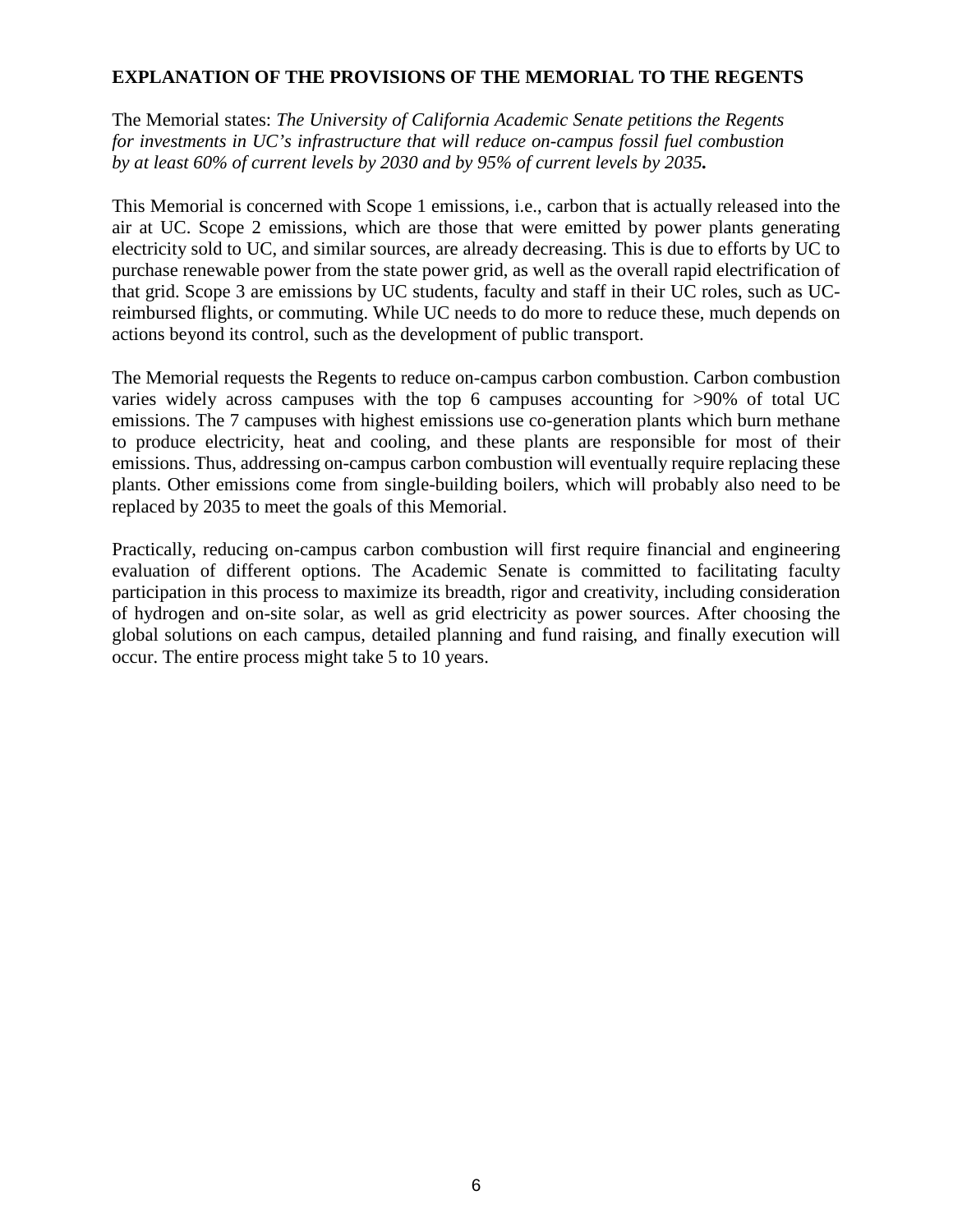**EXPLANATION OF THE PROVISIONS OF THE MEMORIAL TO THE REGENTS**

The Memorial states: *The University of California Academic Senate petitions the Regents for investments in UC's infrastructure that will reduce on-campus fossil fuel combustion by at least 60% of current levels by 2030 and by 95% of current levels by 2035.*

This Memorial is concerned with Scope 1 emissions, i.e., carbon that is actually released into the air at UC. Scope 2 emissions, which are those that were emitted by power plants generating electricity sold to UC, and similar sources, are already decreasing. This is due to efforts by UC to purchase renewable power from the state power grid, as well as the overall rapid electrification of that grid. Scope 3 are emissions by UC students, faculty and staff in their UC roles, such as UC-reimbursed flights, or commuting. While UC needs to do more to reduce these, much depends on actions beyond its control, such as the development of public transport.

The Memorial requests the Regents to reduce on-campus carbon combustion. Carbon combustion varies widely across campuses with the top 6 campuses accounting for >90% of total UC emissions. The 7 campuses with highest emissions use co-generation plants which burn methane to produce electricity, heat and cooling, and these plants are responsible for most of their emissions. Thus, addressing on-campus carbon combustion will eventually require replacing these plants. Other emissions come from single-building boilers, which will probably also need to be replaced by 2035 to meet the goals of this Memorial.

Practically, reducing on-campus carbon combustion will first require financial and engineering evaluation of different options. The Academic Senate is committed to facilitating faculty participation in this process to maximize its breadth, rigor and creativity, including consideration of hydrogen and on-site solar, as well as grid electricity as power sources. After choosing the global solutions on each campus, detailed planning and fund raising, and finally execution will occur. The entire process might take 5 to 10 years.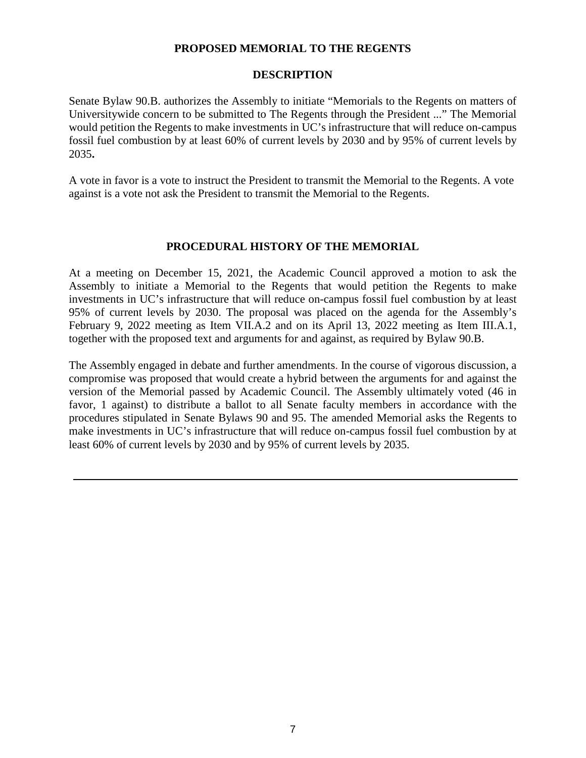## PROPOSED MEMORIAL TO THE REGENTS

### DESCRIPTION

Senate Bylaw 90.B. authorizes the Assembly to initiate "Memorials to the Regents on matters of Universitywide concern to be submitted to The Regents through the President ..." The Memorial would petition the Regents to make investments in UC's infrastructure that will reduce on-campus fossil fuel combustion by at least 60% of current levels by 2030 and by 95% of current levels by 2035**.**

A vote in favor is a vote to instruct the President to transmit the Memorial to the Regents. A vote against is a vote not ask the President to transmit the Memorial to the Regents.

### PROCEDURAL HISTORY OF THE MEMORIAL

At a meeting on December 15, 2021, the Academic Council approved a motion to ask the Assembly to initiate a Memorial to the Regents that would petition the Regents to make investments in UC's infrastructure that will reduce on-campus fossil fuel combustion by at least 95% of current levels by 2030. The proposal was placed on the agenda for the Assembly's February 9, 2022 meeting as Item VII.A.2 and on its April 13, 2022 meeting as Item III.A.1, together with the proposed text and arguments for and against, as required by Bylaw 90.B.

The Assembly engaged in debate and further amendments. In the course of vigorous discussion, a compromise was proposed that would create a hybrid between the arguments for and against the version of the Memorial passed by Academic Council. The Assembly ultimately voted (46 in favor, 1 against) to distribute a ballot to all Senate faculty members in accordance with the procedures stipulated in Senate Bylaws 90 and 95. The amended Memorial asks the Regents to make investments in UC's infrastructure that will reduce on-campus fossil fuel combustion by at least 60% of current levels by 2030 and by 95% of current levels by 2035.

---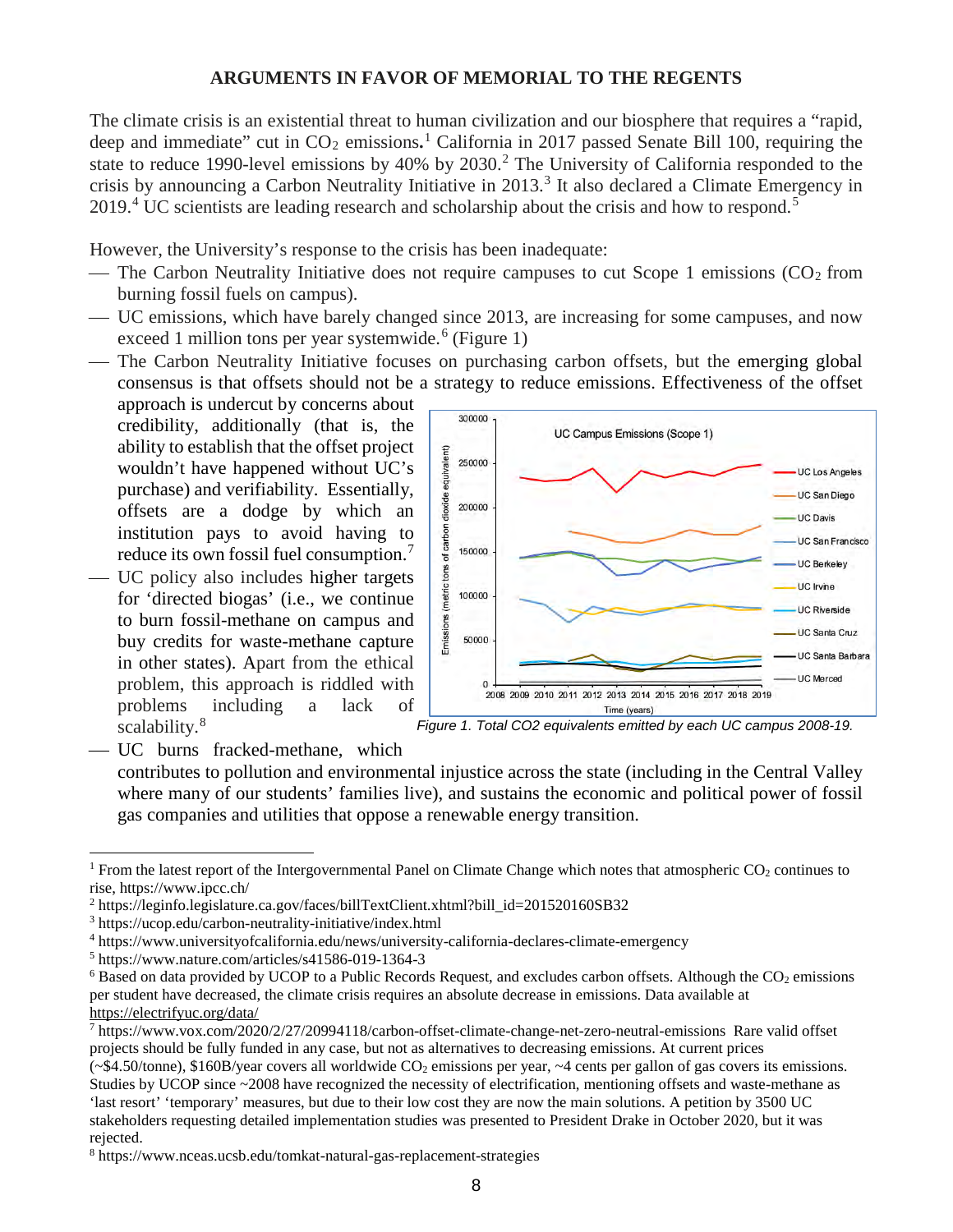**ARGUMENTS IN FAVOR OF MEMORIAL TO THE REGENTS**

The climate crisis is an existential threat to human civilization and our biosphere that requires a "rapid, deep and immediate" cut in $CO_2$ emissions.[1] California in 2017 passed Senate Bill 100, requiring the state to reduce 1990-level emissions by 40% by 2030.[2] The University of California responded to the crisis by announcing a Carbon Neutrality Initiative in 2013.[3] It also declared a Climate Emergency in 2019.[4] UC scientists are leading research and scholarship about the crisis and how to respond.[5]

However, the University's response to the crisis has been inadequate:

- The Carbon Neutrality Initiative does not require campuses to cut Scope 1 emissions ($CO_2$ from burning fossil fuels on campus).
- UC emissions, which have barely changed since 2013, are increasing for some campuses, and now exceed 1 million tons per year systemwide.[6] (Figure 1)
- The Carbon Neutrality Initiative focuses on purchasing carbon offsets, but the emerging global consensus is that offsets should not be a strategy to reduce emissions. Effectiveness of the offset approach is undercut by concerns about credibility, additionally (that is, the ability to establish that the offset project wouldn't have happened without UC's purchase) and verifiability. Essentially, offsets are a dodge by which an institution pays to avoid having to reduce its own fossil fuel consumption.[7]
- UC policy also includes higher targets for 'directed biogas' (i.e., we continue to burn fossil-methane on campus and buy credits for waste-methane capture in other states). Apart from the ethical problem, this approach is riddled with problems including a lack of scalability.[8]
- UC burns fracked-methane, which contributes to pollution and environmental injustice across the state (including in the Central Valley where many of our students' families live), and sustains the economic and political power of fossil gas companies and utilities that oppose a renewable energy transition.

*Figure 1. Total CO2 equivalents emitted by each UC campus 2008-19.*

---

[1] From the latest report of the Intergovernmental Panel on Climate Change which notes that atmospheric $CO_2$ continues to rise, https://www.ipcc.ch/

[2] https://leginfo.legislature.ca.gov/faces/billTextClient.xhtml?bill_id=201520160SB32

[3] https://ucop.edu/carbon-neutrality-initiative/index.html

[4] https://www.universityofcalifornia.edu/news/university-california-declares-climate-emergency

[5] https://www.nature.com/articles/s41586-019-1364-3

[6] Based on data provided by UCOP to a Public Records Request, and excludes carbon offsets. Although the $CO_2$ emissions per student have decreased, the climate crisis requires an absolute decrease in emissions. Data available at https://electrifyuc.org/data/

[7] https://www.vox.com/2020/2/27/20994118/carbon-offset-climate-change-net-zero-neutral-emissions Rare valid offset projects should be fully funded in any case, but not as alternatives to decreasing emissions. At current prices (~$4.50/tonne), $160B/year covers all worldwide $CO_2$ emissions per year, ~4 cents per gallon of gas covers its emissions. Studies by UCOP since ~2008 have recognized the necessity of electrification, mentioning offsets and waste-methane as 'last resort' 'temporary' measures, but due to their low cost they are now the main solutions. A petition by 3500 UC stakeholders requesting detailed implementation studies was presented to President Drake in October 2020, but it was rejected.

[8] https://www.nceas.ucsb.edu/tomkat-natural-gas-replacement-strategies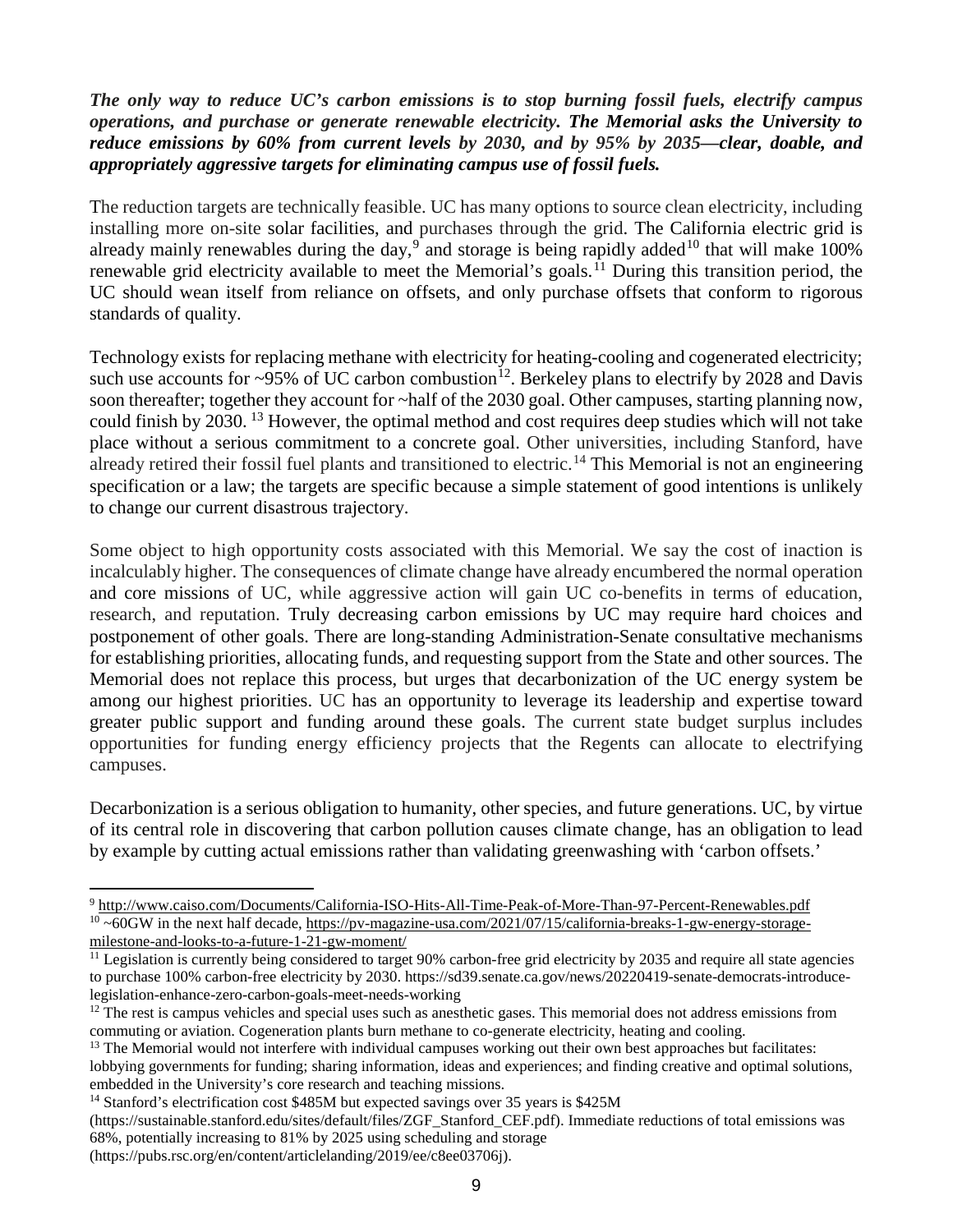***The only way to reduce UC's carbon emissions is to stop burning fossil fuels, electrify campus operations, and purchase or generate renewable electricity. The Memorial asks the University to reduce emissions by 60% from current levels by 2030, and by 95% by 2035—clear, doable, and appropriately aggressive targets for eliminating campus use of fossil fuels.***

The reduction targets are technically feasible. UC has many options to source clean electricity, including installing more on-site solar facilities, and purchases through the grid. The California electric grid is already mainly renewables during the day,[9] and storage is being rapidly added[10] that will make 100% renewable grid electricity available to meet the Memorial's goals.[11] During this transition period, the UC should wean itself from reliance on offsets, and only purchase offsets that conform to rigorous standards of quality.

Technology exists for replacing methane with electricity for heating-cooling and cogenerated electricity; such use accounts for ~95% of UC carbon combustion[12]. Berkeley plans to electrify by 2028 and Davis soon thereafter; together they account for ~half of the 2030 goal. Other campuses, starting planning now, could finish by 2030. [13] However, the optimal method and cost requires deep studies which will not take place without a serious commitment to a concrete goal. Other universities, including Stanford, have already retired their fossil fuel plants and transitioned to electric.[14] This Memorial is not an engineering specification or a law; the targets are specific because a simple statement of good intentions is unlikely to change our current disastrous trajectory.

Some object to high opportunity costs associated with this Memorial. We say the cost of inaction is incalculably higher. The consequences of climate change have already encumbered the normal operation and core missions of UC, while aggressive action will gain UC co-benefits in terms of education, research, and reputation. Truly decreasing carbon emissions by UC may require hard choices and postponement of other goals. There are long-standing Administration-Senate consultative mechanisms for establishing priorities, allocating funds, and requesting support from the State and other sources. The Memorial does not replace this process, but urges that decarbonization of the UC energy system be among our highest priorities. UC has an opportunity to leverage its leadership and expertise toward greater public support and funding around these goals. The current state budget surplus includes opportunities for funding energy efficiency projects that the Regents can allocate to electrifying campuses.

Decarbonization is a serious obligation to humanity, other species, and future generations. UC, by virtue of its central role in discovering that carbon pollution causes climate change, has an obligation to lead by example by cutting actual emissions rather than validating greenwashing with 'carbon offsets.'

---

[9] http://www.caiso.com/Documents/California-ISO-Hits-All-Time-Peak-of-More-Than-97-Percent-Renewables.pdf

[10] ~60GW in the next half decade, https://pv-magazine-usa.com/2021/07/15/california-breaks-1-gw-energy-storage-milestone-and-looks-to-a-future-1-21-gw-moment/

[11] Legislation is currently being considered to target 90% carbon-free grid electricity by 2035 and require all state agencies to purchase 100% carbon-free electricity by 2030. https://sd39.senate.ca.gov/news/20220419-senate-democrats-introduce-legislation-enhance-zero-carbon-goals-meet-needs-working

[12] The rest is campus vehicles and special uses such as anesthetic gases. This memorial does not address emissions from commuting or aviation. Cogeneration plants burn methane to co-generate electricity, heating and cooling.

[13] The Memorial would not interfere with individual campuses working out their own best approaches but facilitates: lobbying governments for funding; sharing information, ideas and experiences; and finding creative and optimal solutions, embedded in the University's core research and teaching missions.

[14] Stanford's electrification cost $485M but expected savings over 35 years is $425M (https://sustainable.stanford.edu/sites/default/files/ZGF_Stanford_CEF.pdf). Immediate reductions of total emissions was 68%, potentially increasing to 81% by 2025 using scheduling and storage (https://pubs.rsc.org/en/content/articlelanding/2019/ee/c8ee03706j).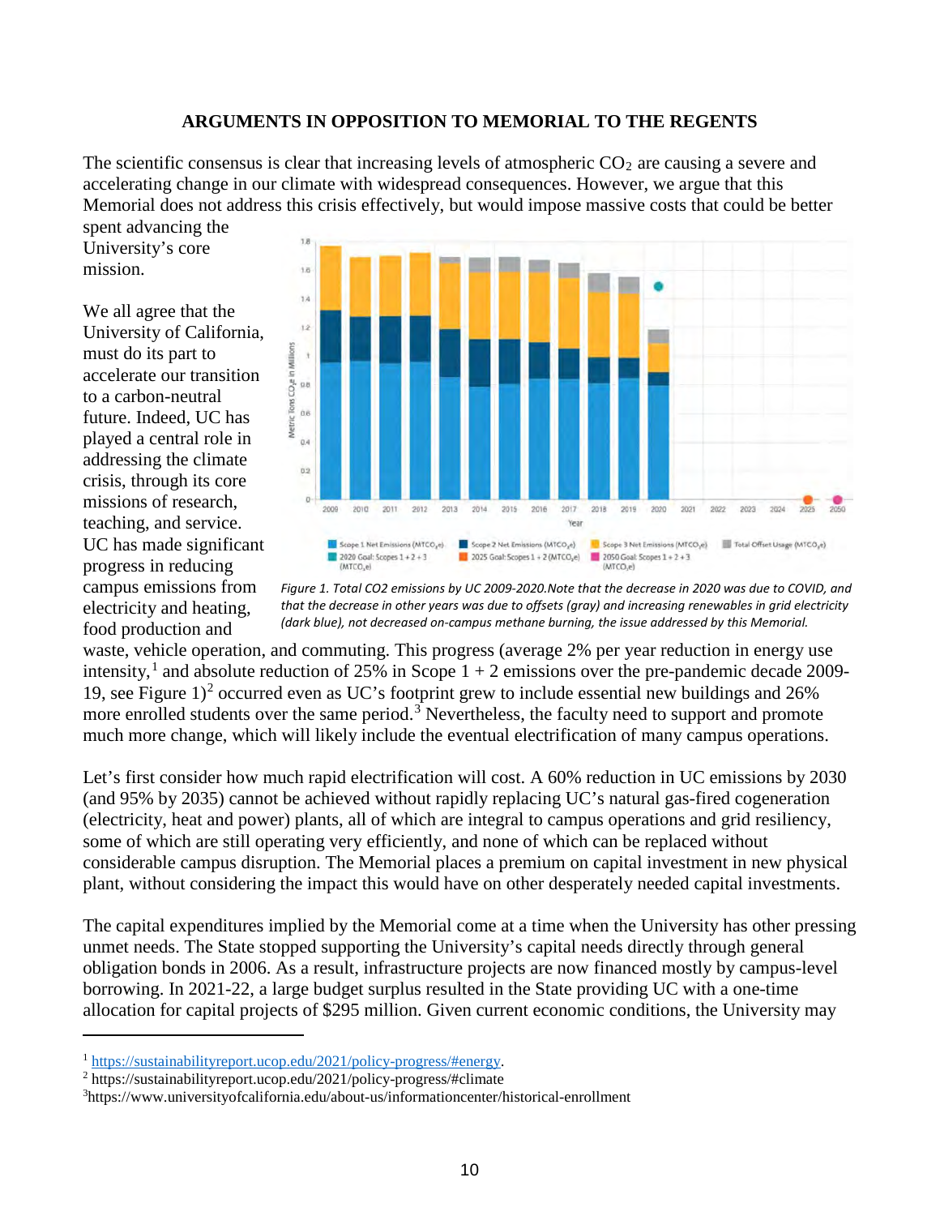**ARGUMENTS IN OPPOSITION TO MEMORIAL TO THE REGENTS**

The scientific consensus is clear that increasing levels of atmospheric $CO_2$ are causing a severe and accelerating change in our climate with widespread consequences. However, we argue that this Memorial does not address this crisis effectively, but would impose massive costs that could be better spent advancing the University's core mission.

We all agree that the University of California, must do its part to accelerate our transition to a carbon-neutral future. Indeed, UC has played a central role in addressing the climate crisis, through its core missions of research, teaching, and service. UC has made significant progress in reducing campus emissions from electricity and heating, food production and waste, vehicle operation, and commuting. This progress (average 2% per year reduction in energy use intensity,[1] and absolute reduction of 25% in Scope 1 + 2 emissions over the pre-pandemic decade 2009-19, see Figure 1)[2] occurred even as UC's footprint grew to include essential new buildings and 26% more enrolled students over the same period.[3] Nevertheless, the faculty need to support and promote much more change, which will likely include the eventual electrification of many campus operations.

*Figure 1. Total CO2 emissions by UC 2009-2020. Note that the decrease in 2020 was due to COVID, and that the decrease in other years was due to offsets (gray) and increasing renewables in grid electricity (dark blue), not decreased on-campus methane burning, the issue addressed by this Memorial.*

Let's first consider how much rapid electrification will cost. A 60% reduction in UC emissions by 2030 (and 95% by 2035) cannot be achieved without rapidly replacing UC's natural gas-fired cogeneration (electricity, heat and power) plants, all of which are integral to campus operations and grid resiliency, some of which are still operating very efficiently, and none of which can be replaced without considerable campus disruption. The Memorial places a premium on capital investment in new physical plant, without considering the impact this would have on other desperately needed capital investments.

The capital expenditures implied by the Memorial come at a time when the University has other pressing unmet needs. The State stopped supporting the University's capital needs directly through general obligation bonds in 2006. As a result, infrastructure projects are now financed mostly by campus-level borrowing. In 2021-22, a large budget surplus resulted in the State providing UC with a one-time allocation for capital projects of $295 million. Given current economic conditions, the University may

---

[1] https://sustainabilityreport.ucop.edu/2021/policy-progress/#energy.

[2] https://sustainabilityreport.ucop.edu/2021/policy-progress/#climate

[3] https://www.universityofcalifornia.edu/about-us/informationcenter/historical-enrollment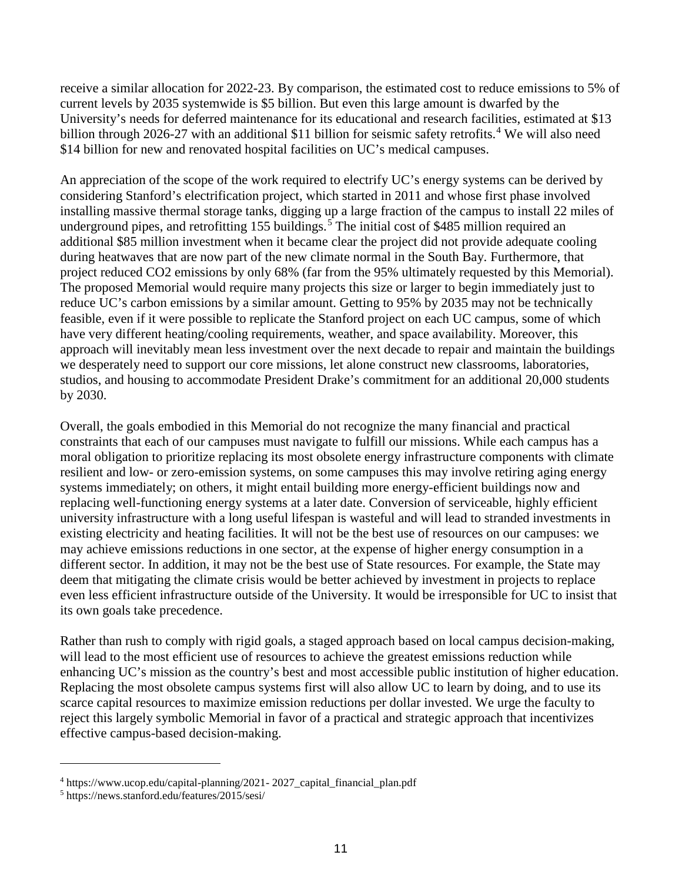receive a similar allocation for 2022-23. By comparison, the estimated cost to reduce emissions to 5% of current levels by 2035 systemwide is $5 billion. But even this large amount is dwarfed by the University's needs for deferred maintenance for its educational and research facilities, estimated at $13 billion through 2026-27 with an additional $11 billion for seismic safety retrofits.[4] We will also need $14 billion for new and renovated hospital facilities on UC's medical campuses.

An appreciation of the scope of the work required to electrify UC's energy systems can be derived by considering Stanford's electrification project, which started in 2011 and whose first phase involved installing massive thermal storage tanks, digging up a large fraction of the campus to install 22 miles of underground pipes, and retrofitting 155 buildings.[5] The initial cost of $485 million required an additional $85 million investment when it became clear the project did not provide adequate cooling during heatwaves that are now part of the new climate normal in the South Bay. Furthermore, that project reduced $CO_2$ emissions by only 68% (far from the 95% ultimately requested by this Memorial). The proposed Memorial would require many projects this size or larger to begin immediately just to reduce UC's carbon emissions by a similar amount. Getting to 95% by 2035 may not be technically feasible, even if it were possible to replicate the Stanford project on each UC campus, some of which have very different heating/cooling requirements, weather, and space availability. Moreover, this approach will inevitably mean less investment over the next decade to repair and maintain the buildings we desperately need to support our core missions, let alone construct new classrooms, laboratories, studios, and housing to accommodate President Drake's commitment for an additional 20,000 students by 2030.

Overall, the goals embodied in this Memorial do not recognize the many financial and practical constraints that each of our campuses must navigate to fulfill our missions. While each campus has a moral obligation to prioritize replacing its most obsolete energy infrastructure components with climate resilient and low- or zero-emission systems, on some campuses this may involve retiring aging energy systems immediately; on others, it might entail building more energy-efficient buildings now and replacing well-functioning energy systems at a later date. Conversion of serviceable, highly efficient university infrastructure with a long useful lifespan is wasteful and will lead to stranded investments in existing electricity and heating facilities. It will not be the best use of resources on our campuses: we may achieve emissions reductions in one sector, at the expense of higher energy consumption in a different sector. In addition, it may not be the best use of State resources. For example, the State may deem that mitigating the climate crisis would be better achieved by investment in projects to replace even less efficient infrastructure outside of the University. It would be irresponsible for UC to insist that its own goals take precedence.

Rather than rush to comply with rigid goals, a staged approach based on local campus decision-making, will lead to the most efficient use of resources to achieve the greatest emissions reduction while enhancing UC's mission as the country's best and most accessible public institution of higher education. Replacing the most obsolete campus systems first will also allow UC to learn by doing, and to use its scarce capital resources to maximize emission reductions per dollar invested. We urge the faculty to reject this largely symbolic Memorial in favor of a practical and strategic approach that incentivizes effective campus-based decision-making.

---

[4] https://www.ucop.edu/capital-planning/2021- 2027_capital_financial_plan.pdf

[5] https://news.stanford.edu/features/2015/sesi/